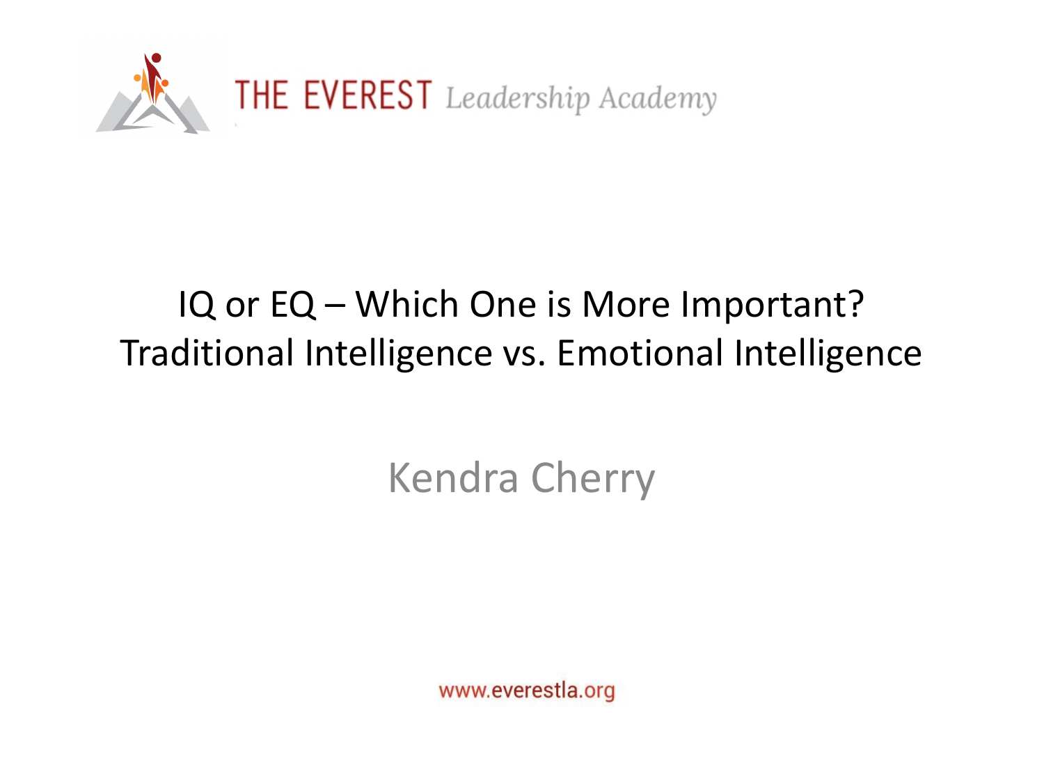THE EVEREST *Leadership Academy*

# IQ or EQ – Which One is More Important?
# Traditional Intelligence vs. Emotional Intelligence

Kendra Cherry

www.everestla.org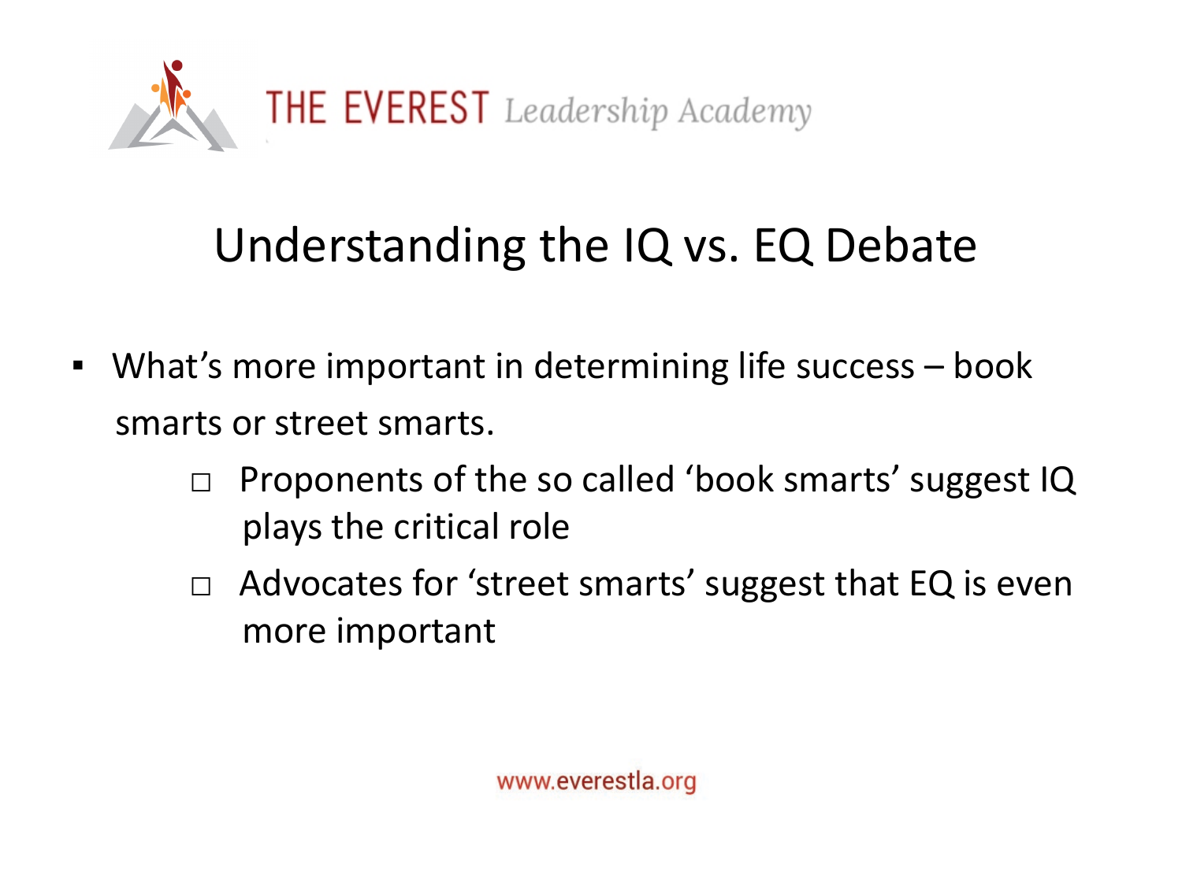## Understanding the IQ vs. EQ Debate

- What's more important in determining life success – book smarts or street smarts.
  - Proponents of the so called 'book smarts' suggest IQ plays the critical role
  - Advocates for 'street smarts' suggest that EQ is even more important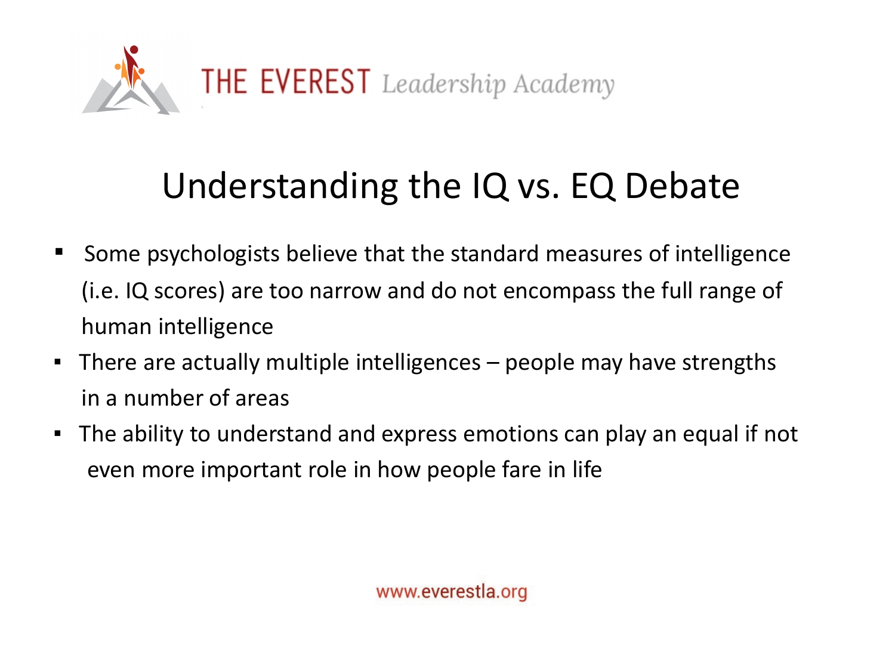# Understanding the IQ vs. EQ Debate

- Some psychologists believe that the standard measures of intelligence (i.e. IQ scores) are too narrow and do not encompass the full range of human intelligence
- There are actually multiple intelligences – people may have strengths in a number of areas
- The ability to understand and express emotions can play an equal if not even more important role in how people fare in life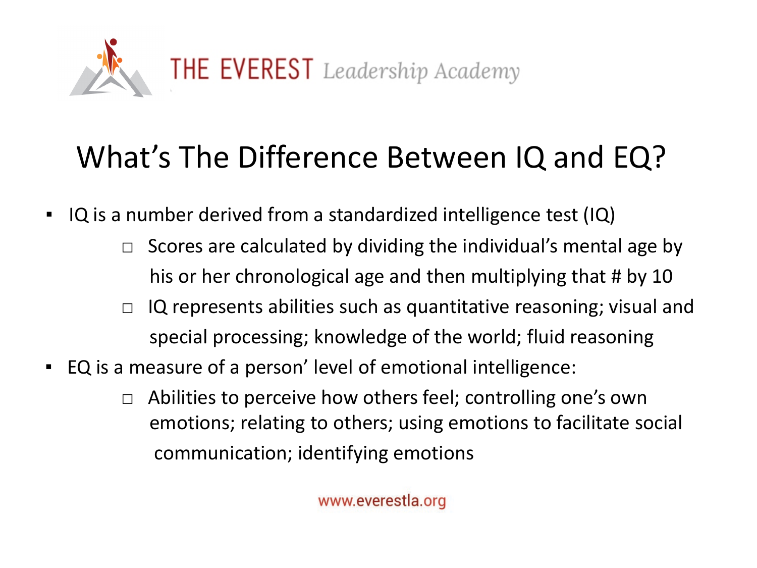THE EVEREST *Leadership Academy*

# What's The Difference Between IQ and EQ?

- IQ is a number derived from a standardized intelligence test (IQ)
  - Scores are calculated by dividing the individual's mental age by his or her chronological age and then multiplying that # by 10
  - IQ represents abilities such as quantitative reasoning; visual and special processing; knowledge of the world; fluid reasoning
- EQ is a measure of a person' level of emotional intelligence:
  - Abilities to perceive how others feel; controlling one's own emotions; relating to others; using emotions to facilitate social communication; identifying emotions

www.everestla.org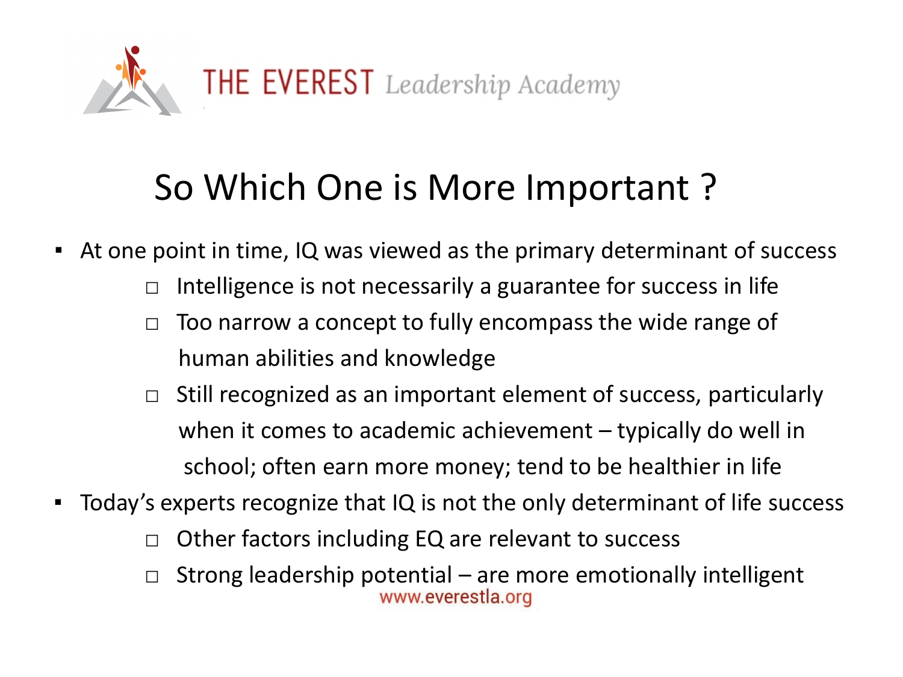# So Which One is More Important ?

- At one point in time, IQ was viewed as the primary determinant of success
  - Intelligence is not necessarily a guarantee for success in life
  - Too narrow a concept to fully encompass the wide range of human abilities and knowledge
  - Still recognized as an important element of success, particularly when it comes to academic achievement – typically do well in school; often earn more money; tend to be healthier in life
- Today's experts recognize that IQ is not the only determinant of life success
  - Other factors including EQ are relevant to success
  - Strong leadership potential – are more emotionally intelligent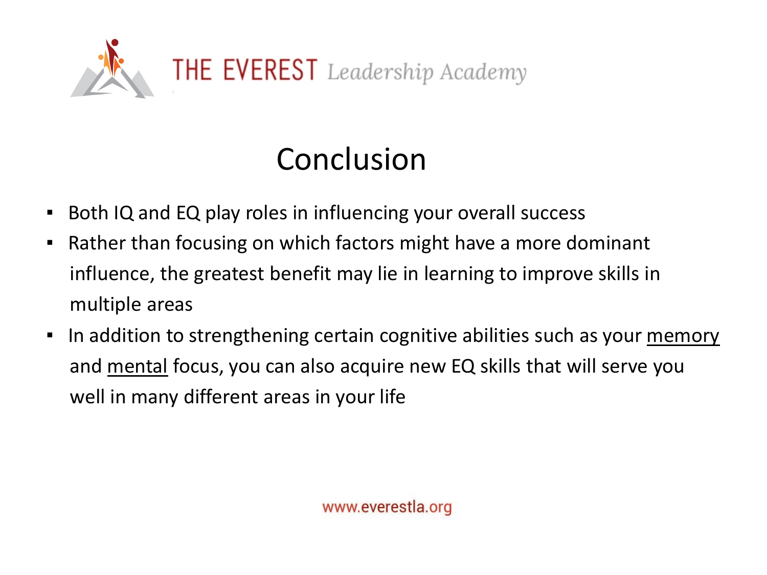# Conclusion

- Both IQ and EQ play roles in influencing your overall success
- Rather than focusing on which factors might have a more dominant influence, the greatest benefit may lie in learning to improve skills in multiple areas
- In addition to strengthening certain cognitive abilities such as your memory and mental focus, you can also acquire new EQ skills that will serve you well in many different areas in your life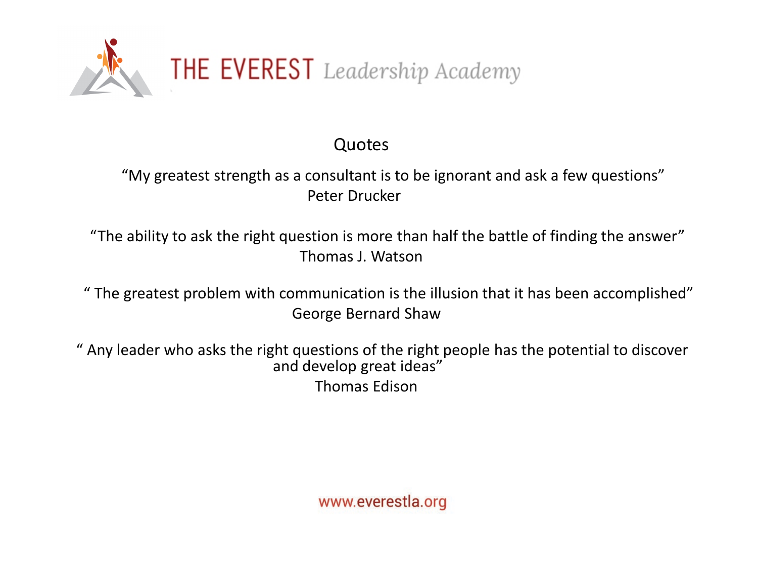THE EVEREST *Leadership Academy*

## Quotes

"My greatest strength as a consultant is to be ignorant and ask a few questions"
Peter Drucker

"The ability to ask the right question is more than half the battle of finding the answer"
Thomas J. Watson

" The greatest problem with communication is the illusion that it has been accomplished"
George Bernard Shaw

" Any leader who asks the right questions of the right people has the potential to discover and develop great ideas"
Thomas Edison

www.everestla.org